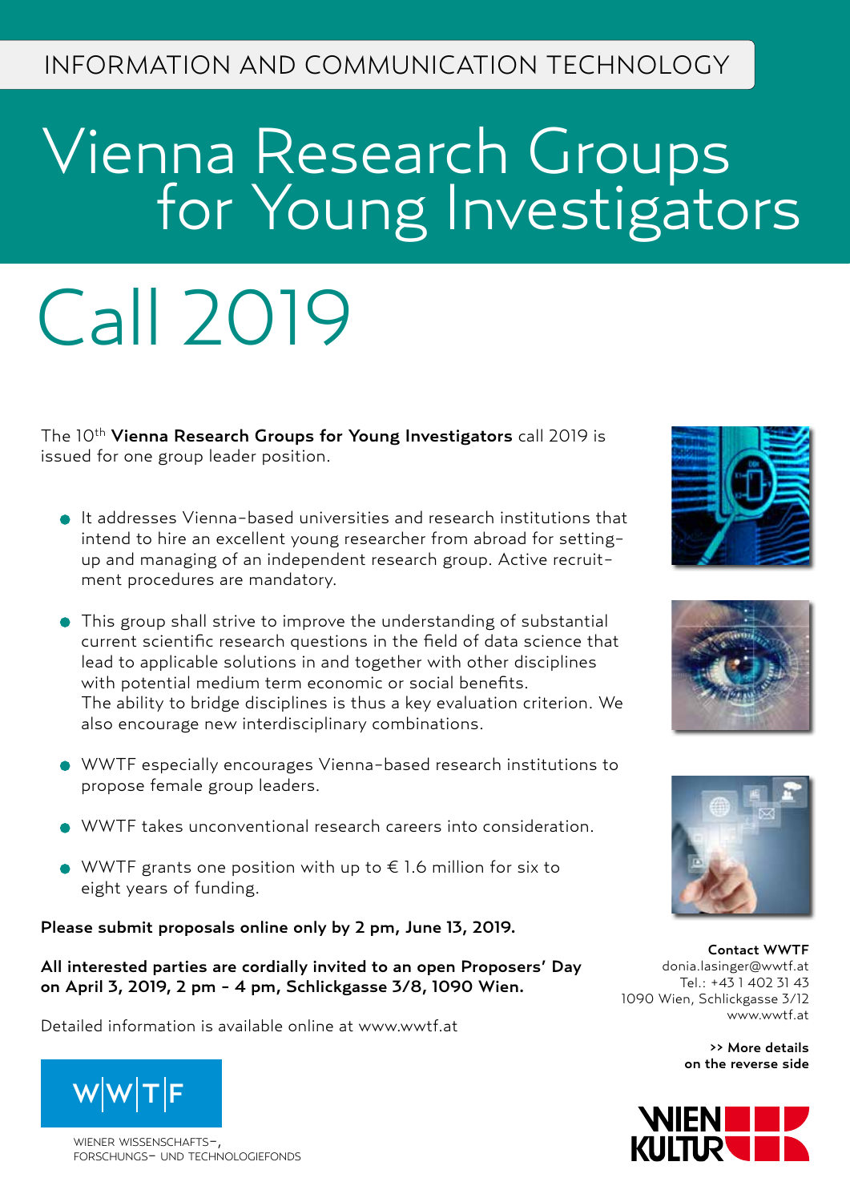INFORMATION AND COMMUNICATION TECHNOLOGY

# Vienna Research Groups for Young Investigators

# Call 2019

The 10th **Vienna Research Groups for Young Investigators** call 2019 is issued for one group leader position.

- It addresses Vienna-based universities and research institutions that intend to hire an excellent young researcher from abroad for setting-up and managing of an independent research group. Active recruitment procedures are mandatory.
- This group shall strive to improve the understanding of substantial current scientific research questions in the field of data science that lead to applicable solutions in and together with other disciplines with potential medium term economic or social benefits. The ability to bridge disciplines is thus a key evaluation criterion. We also encourage new interdisciplinary combinations.
- WWTF especially encourages Vienna-based research institutions to propose female group leaders.
- WWTF takes unconventional research careers into consideration.
- WWTF grants one position with up to € 1.6 million for six to eight years of funding.

**Please submit proposals online only by 2 pm, June 13, 2019.**

**All interested parties are cordially invited to an open Proposers' Day on April 3, 2019, 2 pm - 4 pm, Schlickgasse 3/8, 1090 Wien.**

Detailed information is available online at www.wwtf.at

**Contact WWTF**
donia.lasinger@wwtf.at
Tel.: +43 1 402 31 43
1090 Wien, Schlickgasse 3/12
www.wwtf.at

**>> More details on the reverse side**

W|W|T|F

WIENER WISSENSCHAFTS-, FORSCHUNGS- UND TECHNOLOGIEFONDS

WIEN KULTUR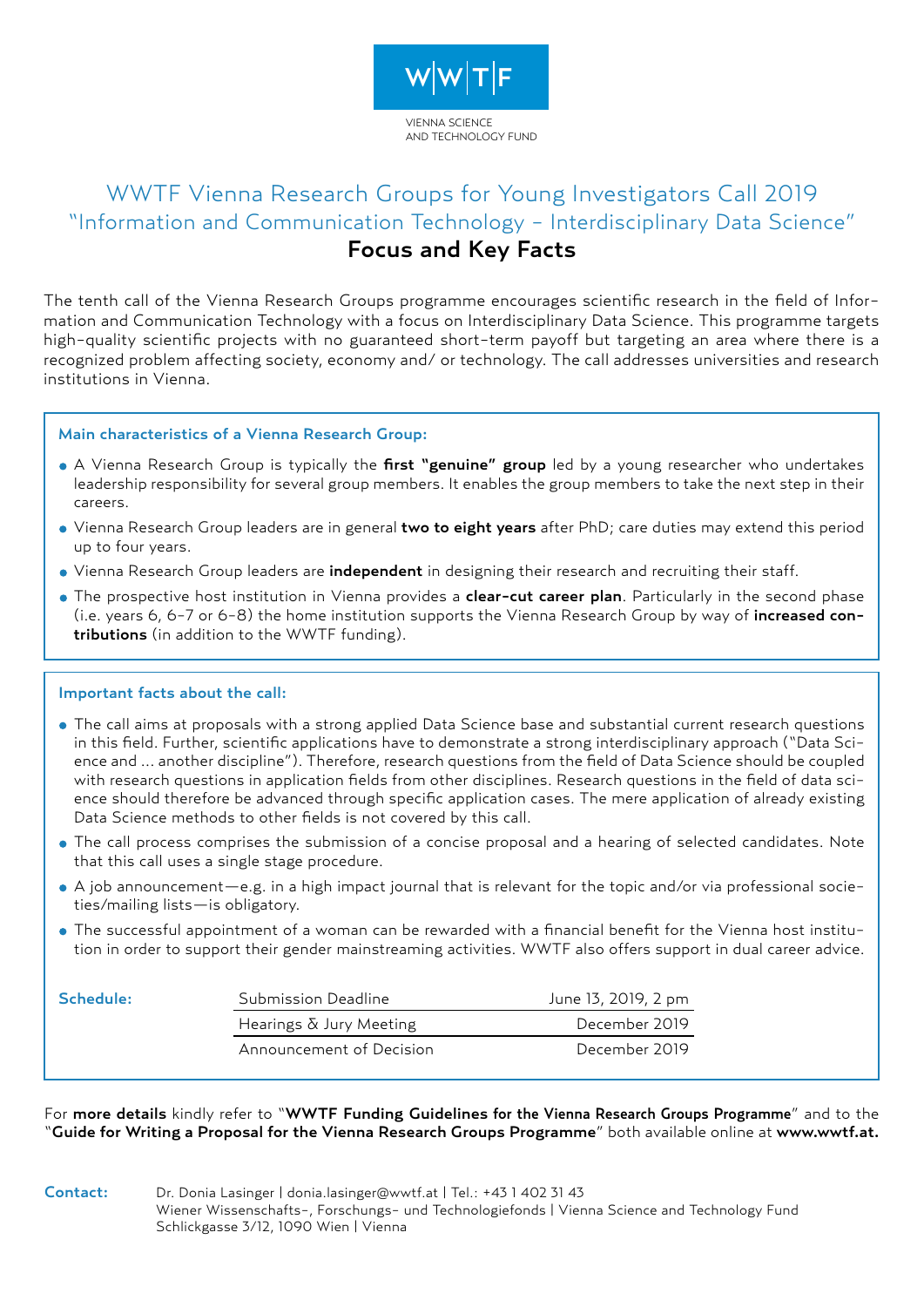W|W|T|F

VIENNA SCIENCE AND TECHNOLOGY FUND

# WWTF Vienna Research Groups for Young Investigators Call 2019
## "Information and Communication Technology – Interdisciplinary Data Science"
## Focus and Key Facts

The tenth call of the Vienna Research Groups programme encourages scientific research in the field of Information and Communication Technology with a focus on Interdisciplinary Data Science. This programme targets high-quality scientific projects with no guaranteed short-term payoff but targeting an area where there is a recognized problem affecting society, economy and/ or technology. The call addresses universities and research institutions in Vienna.

### Main characteristics of a Vienna Research Group:

- A Vienna Research Group is typically the **first "genuine" group** led by a young researcher who undertakes leadership responsibility for several group members. It enables the group members to take the next step in their careers.
- Vienna Research Group leaders are in general **two to eight years** after PhD; care duties may extend this period up to four years.
- Vienna Research Group leaders are **independent** in designing their research and recruiting their staff.
- The prospective host institution in Vienna provides a **clear-cut career plan**. Particularly in the second phase (i.e. years 6, 6-7 or 6-8) the home institution supports the Vienna Research Group by way of **increased contributions** (in addition to the WWTF funding).

### Important facts about the call:

- The call aims at proposals with a strong applied Data Science base and substantial current research questions in this field. Further, scientific applications have to demonstrate a strong interdisciplinary approach ("Data Science and ... another discipline"). Therefore, research questions from the field of Data Science should be coupled with research questions in application fields from other disciplines. Research questions in the field of data science should therefore be advanced through specific application cases. The mere application of already existing Data Science methods to other fields is not covered by this call.
- The call process comprises the submission of a concise proposal and a hearing of selected candidates. Note that this call uses a single stage procedure.
- A job announcement—e.g. in a high impact journal that is relevant for the topic and/or via professional societies/mailing lists—is obligatory.
- The successful appointment of a woman can be rewarded with a financial benefit for the Vienna host institution in order to support their gender mainstreaming activities. WWTF also offers support in dual career advice.

**Schedule:**

| | |
|---|---|
| Submission Deadline | June 13, 2019, 2 pm |
| Hearings & Jury Meeting | December 2019 |
| Announcement of Decision | December 2019 |

For **more details** kindly refer to "**WWTF Funding Guidelines for the Vienna Research Groups Programme**" and to the "**Guide for Writing a Proposal for the Vienna Research Groups Programme**" both available online at **www.wwtf.at.**

**Contact:** Dr. Donia Lasinger | donia.lasinger@wwtf.at | Tel.: +43 1 402 31 43
Wiener Wissenschafts-, Forschungs- und Technologiefonds | Vienna Science and Technology Fund
Schlickgasse 3/12, 1090 Wien | Vienna